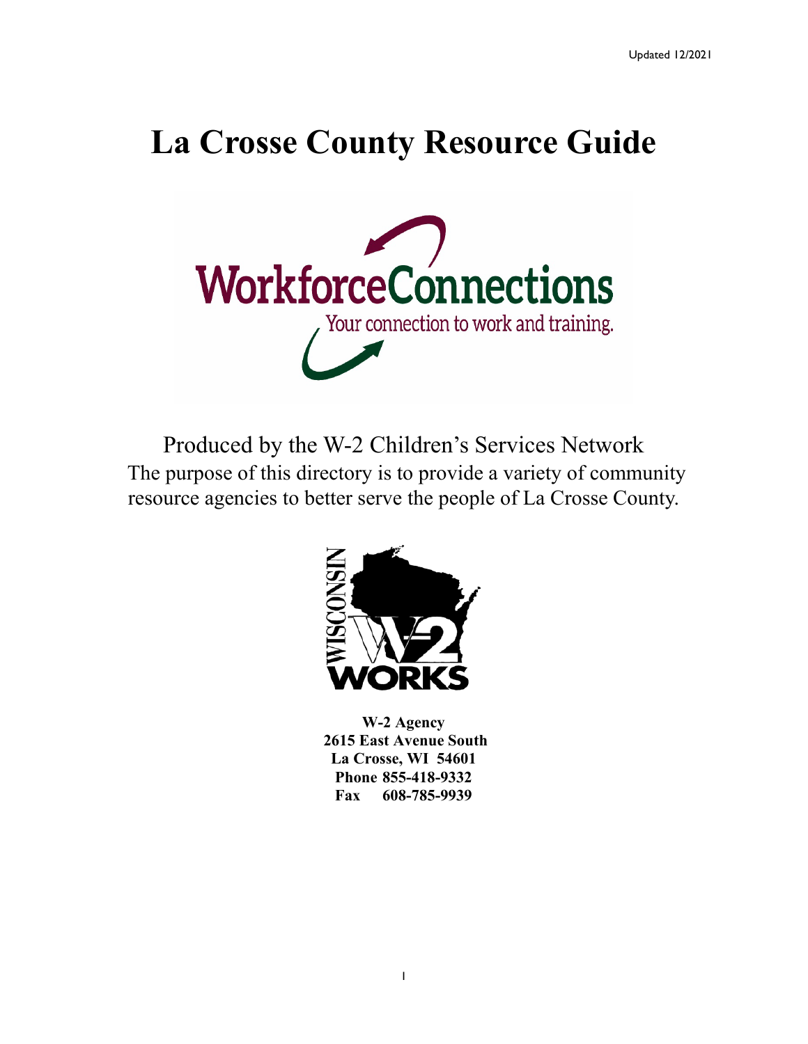Updated 12/2021

# La Crosse County Resource Guide

Produced by the W-2 Children's Services Network

The purpose of this directory is to provide a variety of community resource agencies to better serve the people of La Crosse County.

**W-2 Agency**
**2615 East Avenue South**
**La Crosse, WI 54601**
**Phone 855-418-9332**
**Fax 608-785-9939**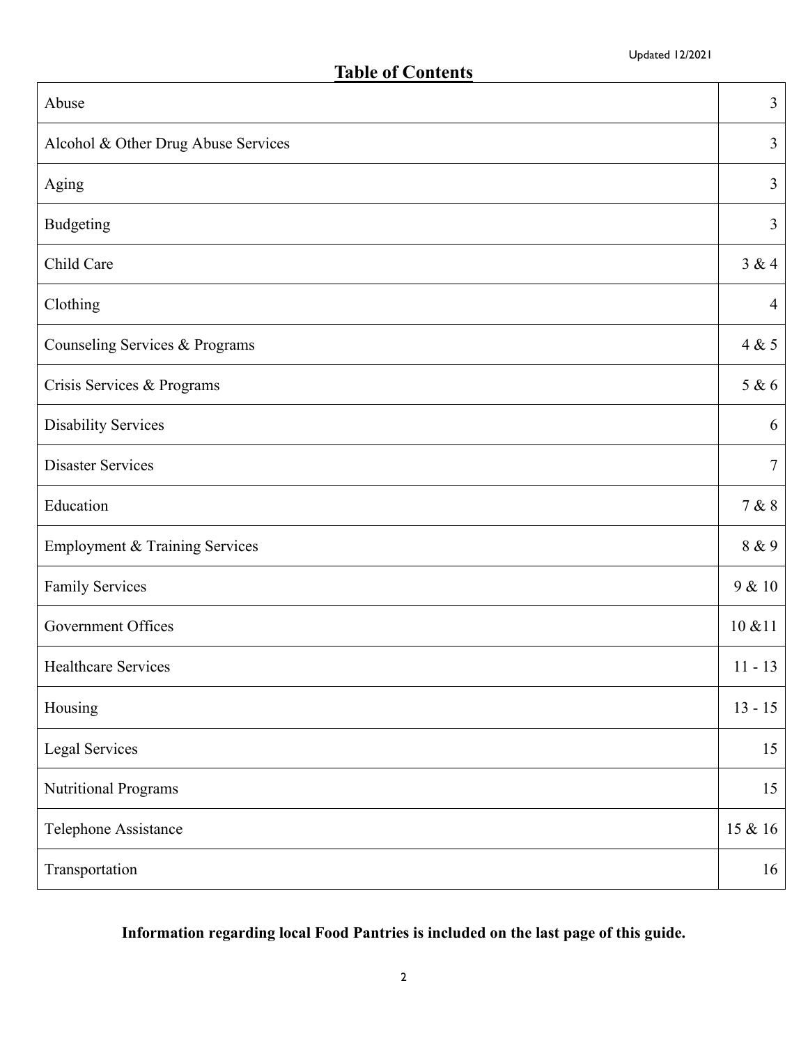Updated 12/2021

## Table of Contents

| | |
|---|---|
| Abuse | 3 |
| Alcohol & Other Drug Abuse Services | 3 |
| Aging | 3 |
| Budgeting | 3 |
| Child Care | 3 & 4 |
| Clothing | 4 |
| Counseling Services & Programs | 4 & 5 |
| Crisis Services & Programs | 5 & 6 |
| Disability Services | 6 |
| Disaster Services | 7 |
| Education | 7 & 8 |
| Employment & Training Services | 8 & 9 |
| Family Services | 9 & 10 |
| Government Offices | 10 &11 |
| Healthcare Services | 11 - 13 |
| Housing | 13 - 15 |
| Legal Services | 15 |
| Nutritional Programs | 15 |
| Telephone Assistance | 15 & 16 |
| Transportation | 16 |

**Information regarding local Food Pantries is included on the last page of this guide.**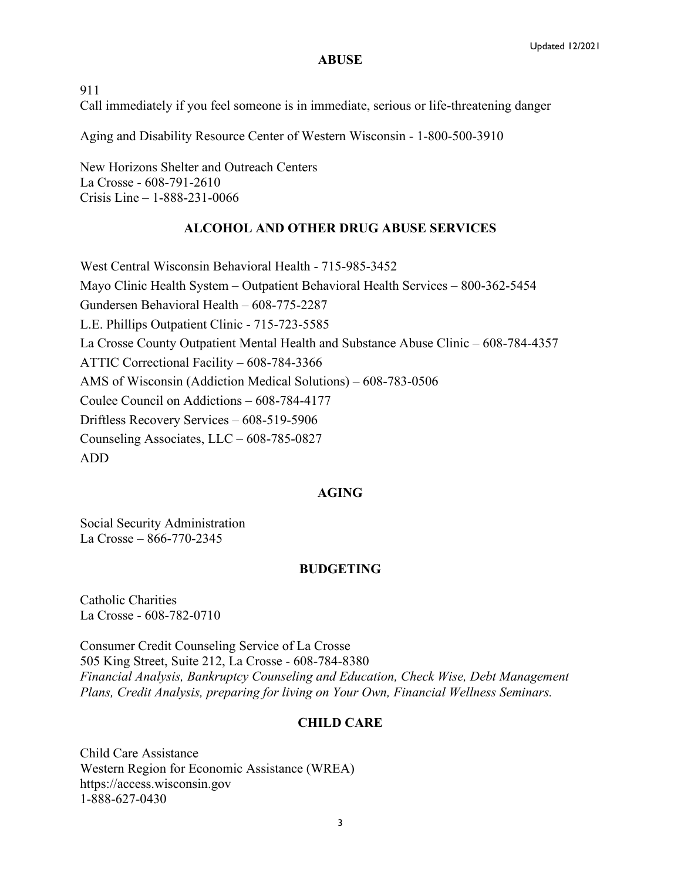## ABUSE

911
Call immediately if you feel someone is in immediate, serious or life-threatening danger

Aging and Disability Resource Center of Western Wisconsin - 1-800-500-3910

New Horizons Shelter and Outreach Centers
La Crosse - 608-791-2610
Crisis Line – 1-888-231-0066

## ALCOHOL AND OTHER DRUG ABUSE SERVICES

West Central Wisconsin Behavioral Health - 715-985-3452

Mayo Clinic Health System – Outpatient Behavioral Health Services – 800-362-5454

Gundersen Behavioral Health – 608-775-2287

L.E. Phillips Outpatient Clinic - 715-723-5585

La Crosse County Outpatient Mental Health and Substance Abuse Clinic – 608-784-4357

ATTIC Correctional Facility – 608-784-3366

AMS of Wisconsin (Addiction Medical Solutions) – 608-783-0506

Coulee Council on Addictions – 608-784-4177

Driftless Recovery Services – 608-519-5906

Counseling Associates, LLC – 608-785-0827

ADD

## AGING

Social Security Administration
La Crosse – 866-770-2345

## BUDGETING

Catholic Charities
La Crosse - 608-782-0710

Consumer Credit Counseling Service of La Crosse
505 King Street, Suite 212, La Crosse - 608-784-8380
*Financial Analysis, Bankruptcy Counseling and Education, Check Wise, Debt Management Plans, Credit Analysis, preparing for living on Your Own, Financial Wellness Seminars.*

## CHILD CARE

Child Care Assistance
Western Region for Economic Assistance (WREA)
https://access.wisconsin.gov
1-888-627-0430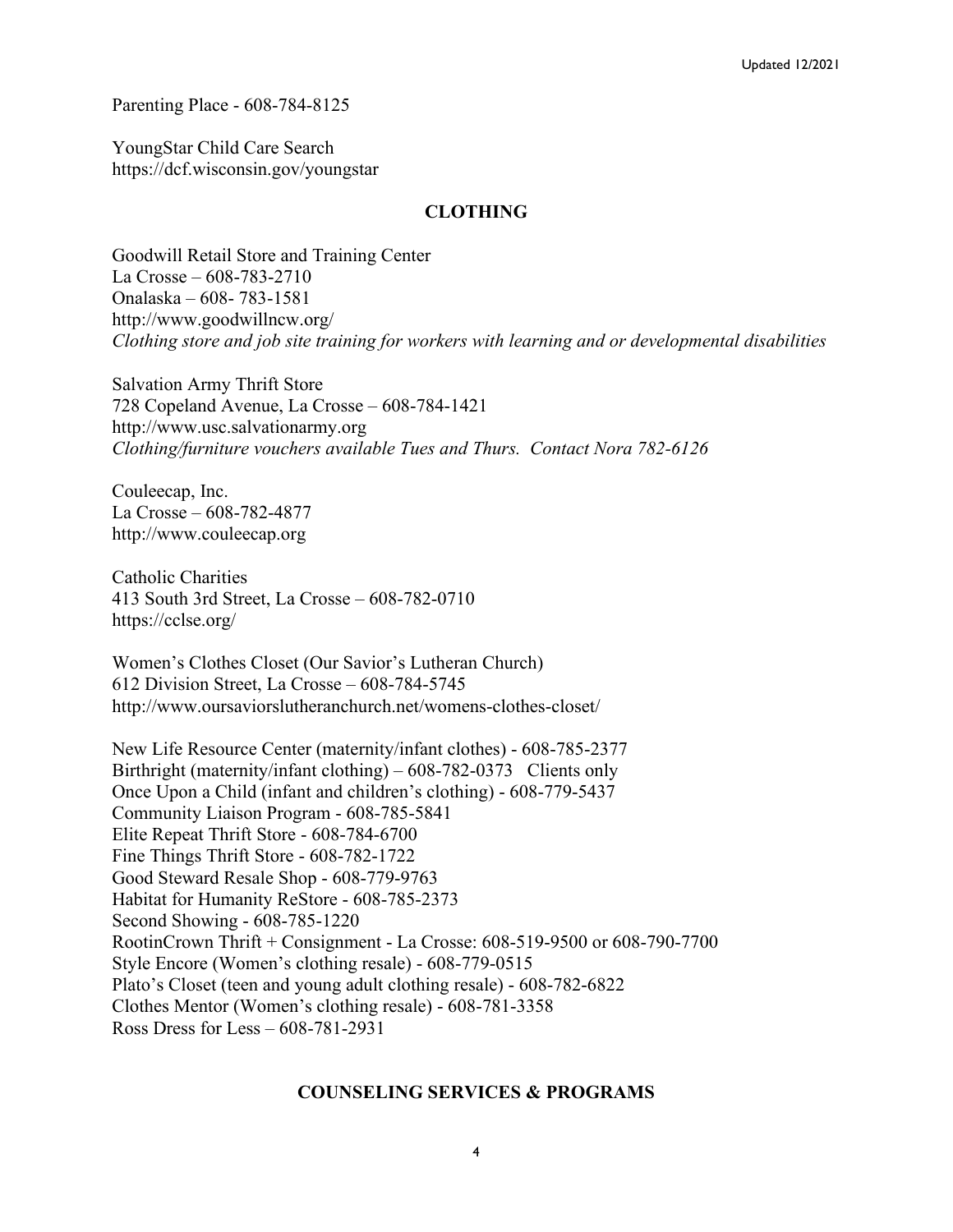Parenting Place - 608-784-8125

YoungStar Child Care Search
https://dcf.wisconsin.gov/youngstar

## CLOTHING

Goodwill Retail Store and Training Center
La Crosse – 608-783-2710
Onalaska – 608- 783-1581
http://www.goodwillncw.org/
*Clothing store and job site training for workers with learning and or developmental disabilities*

Salvation Army Thrift Store
728 Copeland Avenue, La Crosse – 608-784-1421
http://www.usc.salvationarmy.org
*Clothing/furniture vouchers available Tues and Thurs. Contact Nora 782-6126*

Couleecap, Inc.
La Crosse – 608-782-4877
http://www.couleecap.org

Catholic Charities
413 South 3rd Street, La Crosse – 608-782-0710
https://cclse.org/

Women's Clothes Closet (Our Savior's Lutheran Church)
612 Division Street, La Crosse – 608-784-5745
http://www.oursaviorslutheranchurch.net/womens-clothes-closet/

New Life Resource Center (maternity/infant clothes) - 608-785-2377
Birthright (maternity/infant clothing) – 608-782-0373 Clients only
Once Upon a Child (infant and children's clothing) - 608-779-5437
Community Liaison Program - 608-785-5841
Elite Repeat Thrift Store - 608-784-6700
Fine Things Thrift Store - 608-782-1722
Good Steward Resale Shop - 608-779-9763
Habitat for Humanity ReStore - 608-785-2373
Second Showing - 608-785-1220
RootinCrown Thrift + Consignment - La Crosse: 608-519-9500 or 608-790-7700
Style Encore (Women's clothing resale) - 608-779-0515
Plato's Closet (teen and young adult clothing resale) - 608-782-6822
Clothes Mentor (Women's clothing resale) - 608-781-3358
Ross Dress for Less – 608-781-2931

## COUNSELING SERVICES & PROGRAMS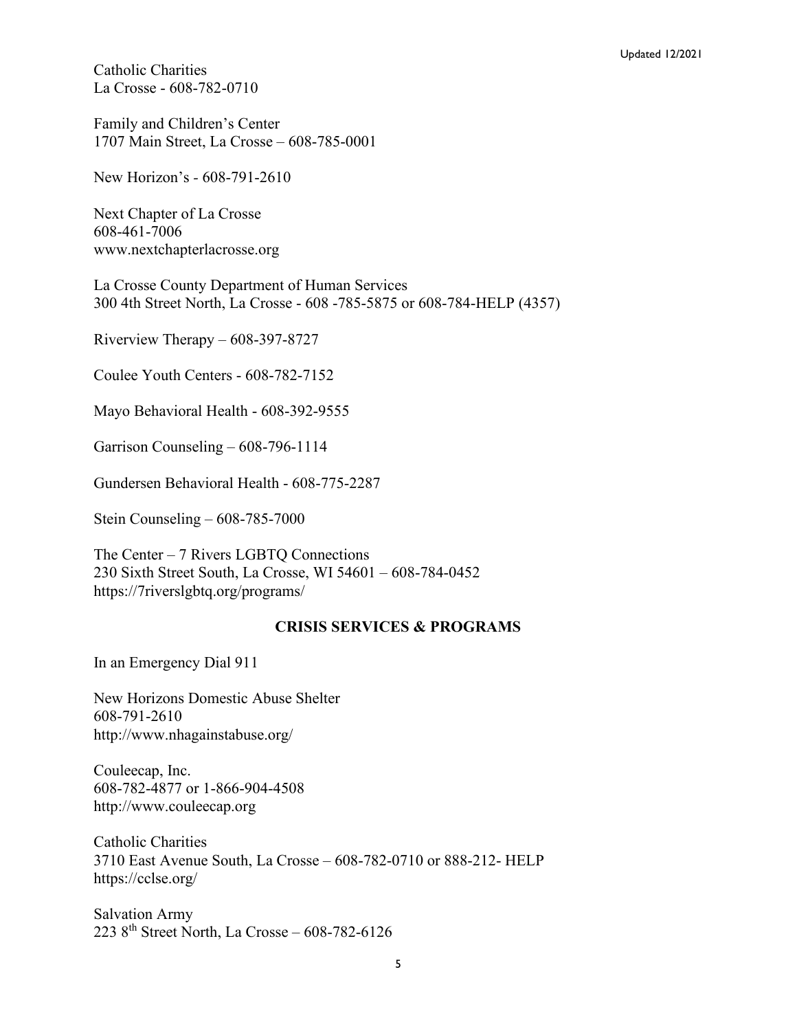Catholic Charities
La Crosse - 608-782-0710

Family and Children's Center
1707 Main Street, La Crosse – 608-785-0001

New Horizon's - 608-791-2610

Next Chapter of La Crosse
608-461-7006
www.nextchapterlacrosse.org

La Crosse County Department of Human Services
300 4th Street North, La Crosse - 608 -785-5875 or 608-784-HELP (4357)

Riverview Therapy – 608-397-8727

Coulee Youth Centers - 608-782-7152

Mayo Behavioral Health - 608-392-9555

Garrison Counseling – 608-796-1114

Gundersen Behavioral Health - 608-775-2287

Stein Counseling – 608-785-7000

The Center – 7 Rivers LGBTQ Connections
230 Sixth Street South, La Crosse, WI 54601 – 608-784-0452
https://7riverslgbtq.org/programs/

## CRISIS SERVICES & PROGRAMS

In an Emergency Dial 911

New Horizons Domestic Abuse Shelter
608-791-2610
http://www.nhagainstabuse.org/

Couleecap, Inc.
608-782-4877 or 1-866-904-4508
http://www.couleecap.org

Catholic Charities
3710 East Avenue South, La Crosse – 608-782-0710 or 888-212- HELP
https://cclse.org/

Salvation Army
223 8th Street North, La Crosse – 608-782-6126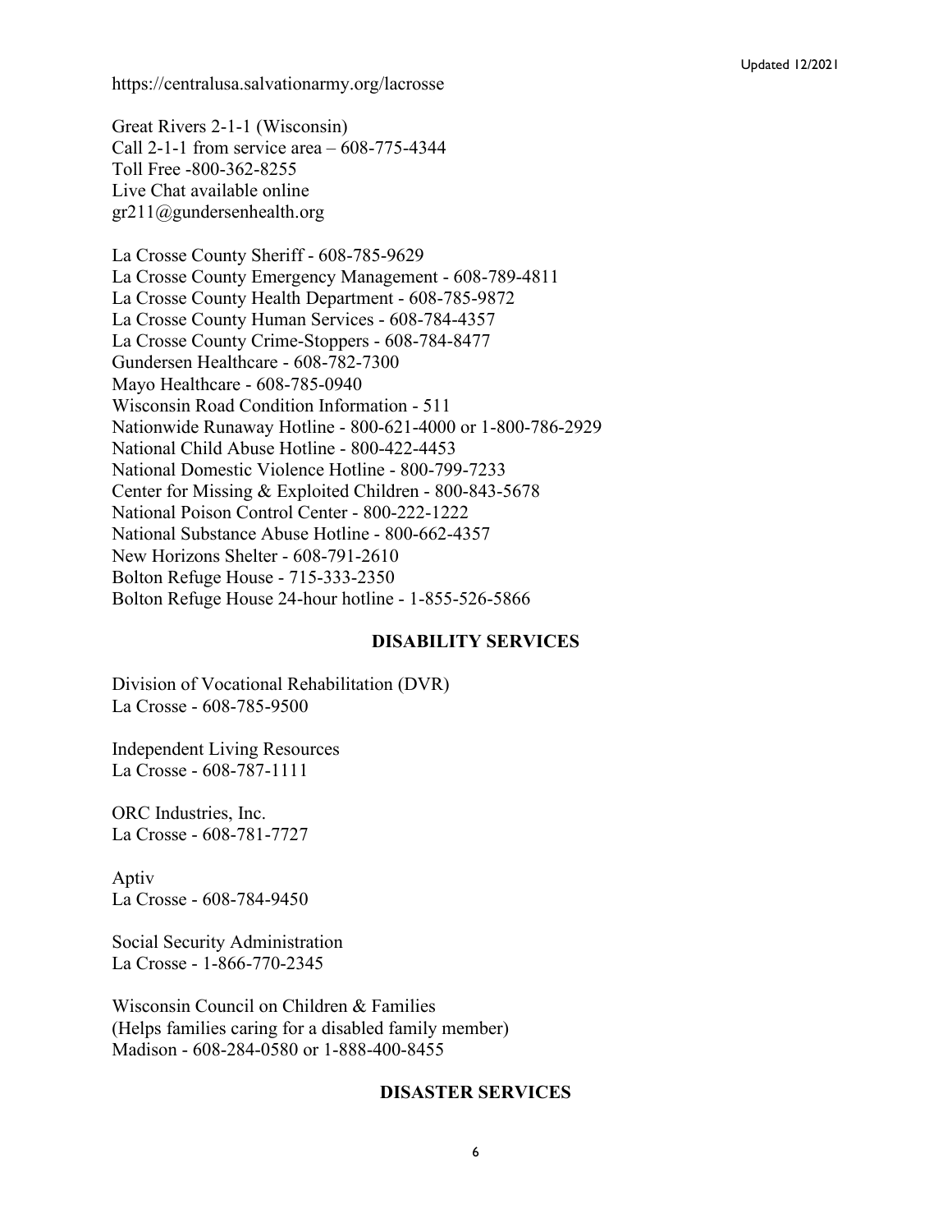https://centralusa.salvationarmy.org/lacrosse

Great Rivers 2-1-1 (Wisconsin)
Call 2-1-1 from service area – 608-775-4344
Toll Free -800-362-8255
Live Chat available online
gr211@gundersenhealth.org

La Crosse County Sheriff - 608-785-9629
La Crosse County Emergency Management - 608-789-4811
La Crosse County Health Department - 608-785-9872
La Crosse County Human Services - 608-784-4357
La Crosse County Crime-Stoppers - 608-784-8477
Gundersen Healthcare - 608-782-7300
Mayo Healthcare - 608-785-0940
Wisconsin Road Condition Information - 511
Nationwide Runaway Hotline - 800-621-4000 or 1-800-786-2929
National Child Abuse Hotline - 800-422-4453
National Domestic Violence Hotline - 800-799-7233
Center for Missing & Exploited Children - 800-843-5678
National Poison Control Center - 800-222-1222
National Substance Abuse Hotline - 800-662-4357
New Horizons Shelter - 608-791-2610
Bolton Refuge House - 715-333-2350
Bolton Refuge House 24-hour hotline - 1-855-526-5866

## DISABILITY SERVICES

Division of Vocational Rehabilitation (DVR)
La Crosse - 608-785-9500

Independent Living Resources
La Crosse - 608-787-1111

ORC Industries, Inc.
La Crosse - 608-781-7727

Aptiv
La Crosse - 608-784-9450

Social Security Administration
La Crosse - 1-866-770-2345

Wisconsin Council on Children & Families
(Helps families caring for a disabled family member)
Madison - 608-284-0580 or 1-888-400-8455

## DISASTER SERVICES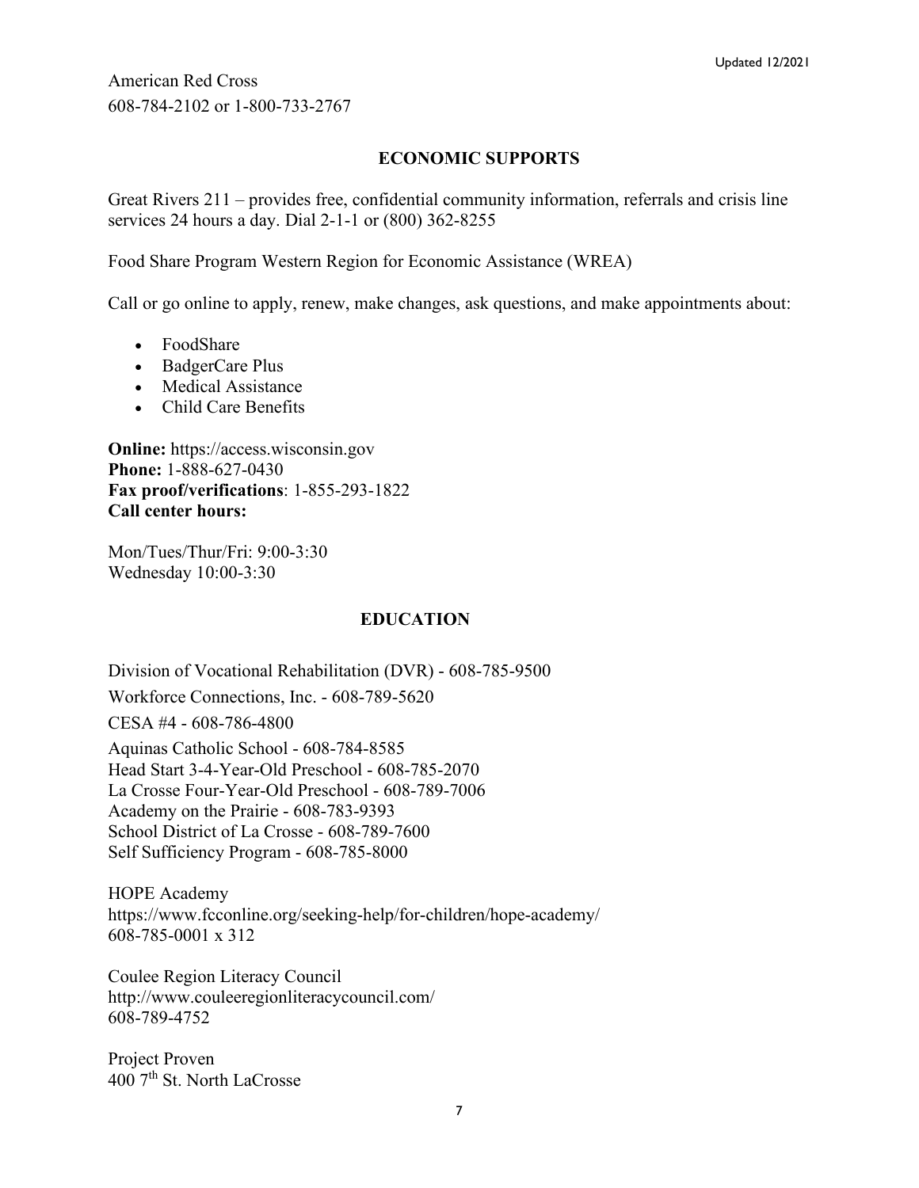American Red Cross
608-784-2102 or 1-800-733-2767

## ECONOMIC SUPPORTS

Great Rivers 211 – provides free, confidential community information, referrals and crisis line services 24 hours a day. Dial 2-1-1 or (800) 362-8255

Food Share Program Western Region for Economic Assistance (WREA)

Call or go online to apply, renew, make changes, ask questions, and make appointments about:

- FoodShare
- BadgerCare Plus
- Medical Assistance
- Child Care Benefits

**Online:** https://access.wisconsin.gov
**Phone:** 1-888-627-0430
**Fax proof/verifications**: 1-855-293-1822
**Call center hours:**

Mon/Tues/Thur/Fri: 9:00-3:30
Wednesday 10:00-3:30

## EDUCATION

Division of Vocational Rehabilitation (DVR) - 608-785-9500

Workforce Connections, Inc. - 608-789-5620

CESA #4 - 608-786-4800

Aquinas Catholic School - 608-784-8585
Head Start 3-4-Year-Old Preschool - 608-785-2070
La Crosse Four-Year-Old Preschool - 608-789-7006
Academy on the Prairie - 608-783-9393
School District of La Crosse - 608-789-7600
Self Sufficiency Program - 608-785-8000

HOPE Academy
https://www.fcconline.org/seeking-help/for-children/hope-academy/
608-785-0001 x 312

Coulee Region Literacy Council
http://www.couleeregionliteracycouncil.com/
608-789-4752

Project Proven
400 7th St. North LaCrosse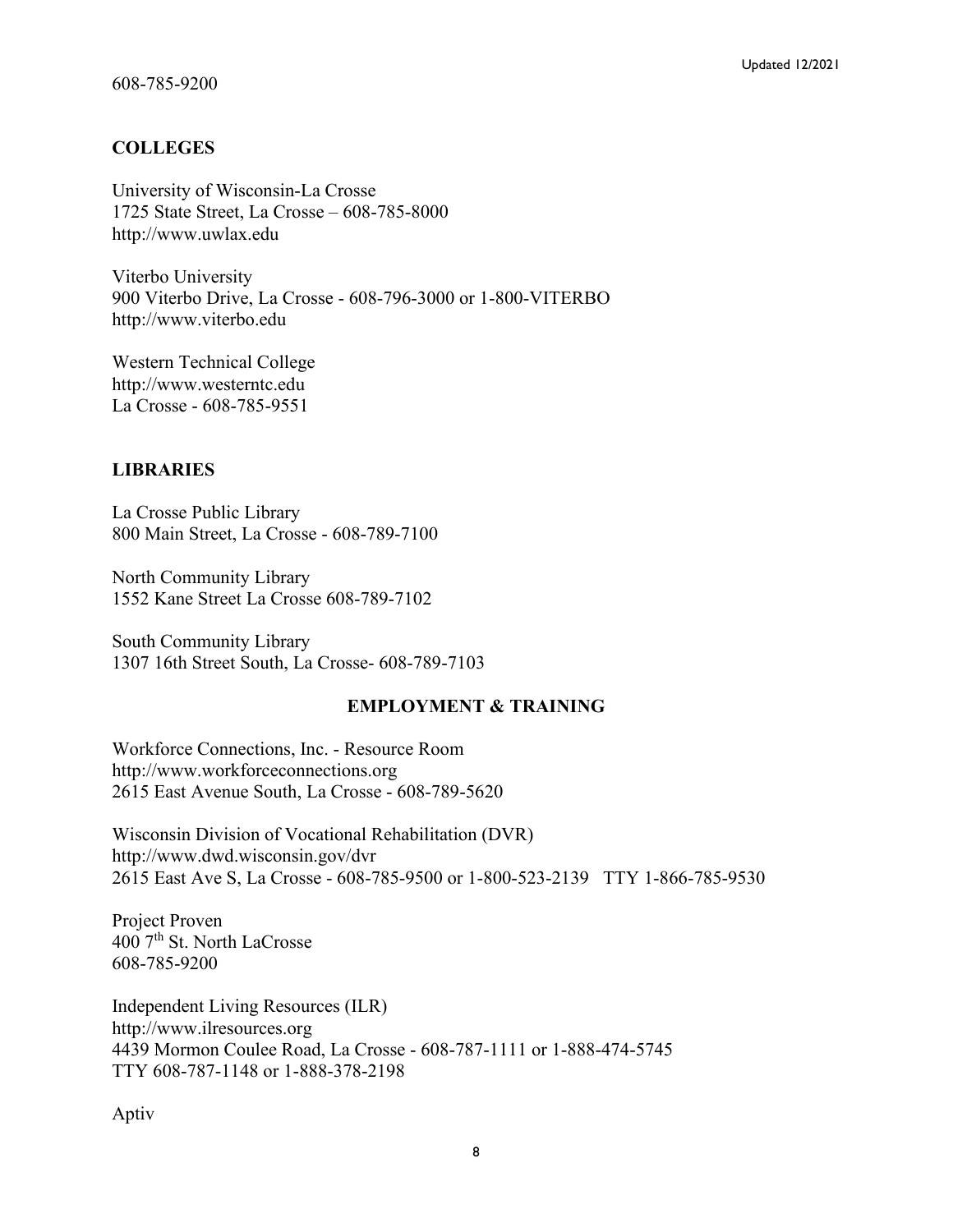608-785-9200

**COLLEGES**

University of Wisconsin-La Crosse
1725 State Street, La Crosse – 608-785-8000
http://www.uwlax.edu

Viterbo University
900 Viterbo Drive, La Crosse - 608-796-3000 or 1-800-VITERBO
http://www.viterbo.edu

Western Technical College
http://www.westerntc.edu
La Crosse - 608-785-9551

**LIBRARIES**

La Crosse Public Library
800 Main Street, La Crosse - 608-789-7100

North Community Library
1552 Kane Street La Crosse 608-789-7102

South Community Library
1307 16th Street South, La Crosse- 608-789-7103

**EMPLOYMENT & TRAINING**

Workforce Connections, Inc. - Resource Room
http://www.workforceconnections.org
2615 East Avenue South, La Crosse - 608-789-5620

Wisconsin Division of Vocational Rehabilitation (DVR)
http://www.dwd.wisconsin.gov/dvr
2615 East Ave S, La Crosse - 608-785-9500 or 1-800-523-2139 TTY 1-866-785-9530

Project Proven
400 7th St. North LaCrosse
608-785-9200

Independent Living Resources (ILR)
http://www.ilresources.org
4439 Mormon Coulee Road, La Crosse - 608-787-1111 or 1-888-474-5745
TTY 608-787-1148 or 1-888-378-2198

Aptiv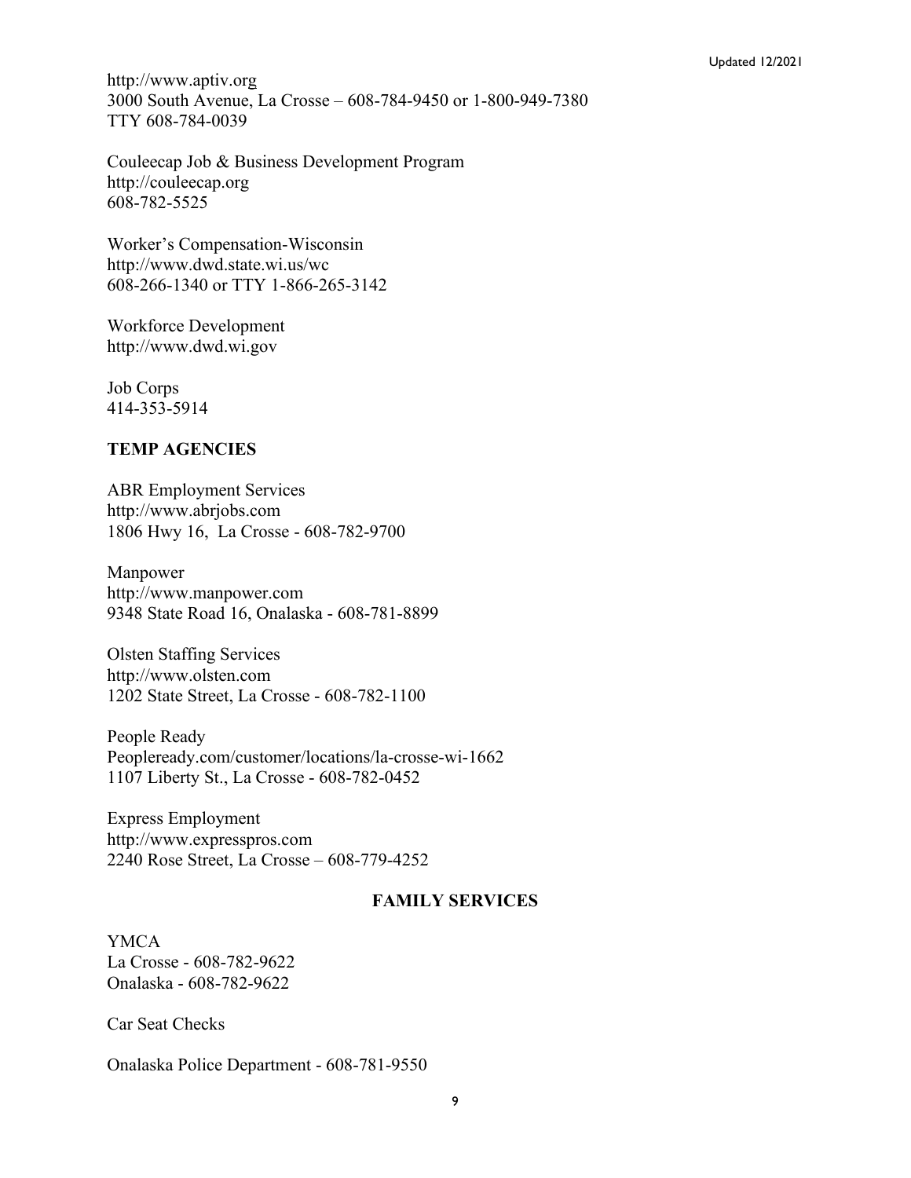http://www.aptiv.org
3000 South Avenue, La Crosse – 608-784-9450 or 1-800-949-7380
TTY 608-784-0039

Couleecap Job & Business Development Program
http://couleecap.org
608-782-5525

Worker's Compensation-Wisconsin
http://www.dwd.state.wi.us/wc
608-266-1340 or TTY 1-866-265-3142

Workforce Development
http://www.dwd.wi.gov

Job Corps
414-353-5914

### TEMP AGENCIES

ABR Employment Services
http://www.abrjobs.com
1806 Hwy 16, La Crosse - 608-782-9700

Manpower
http://www.manpower.com
9348 State Road 16, Onalaska - 608-781-8899

Olsten Staffing Services
http://www.olsten.com
1202 State Street, La Crosse - 608-782-1100

People Ready
Peopleready.com/customer/locations/la-crosse-wi-1662
1107 Liberty St., La Crosse - 608-782-0452

Express Employment
http://www.expresspros.com
2240 Rose Street, La Crosse – 608-779-4252

## FAMILY SERVICES

YMCA
La Crosse - 608-782-9622
Onalaska - 608-782-9622

Car Seat Checks

Onalaska Police Department - 608-781-9550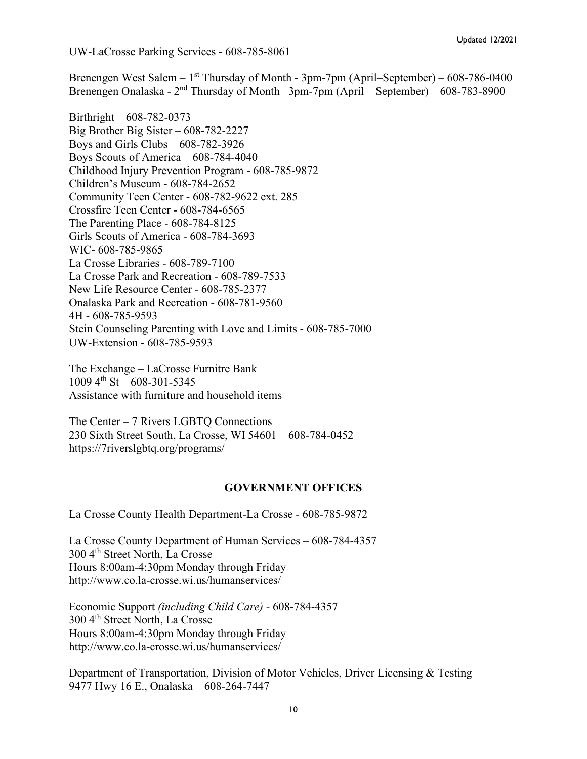UW-LaCrosse Parking Services - 608-785-8061

Brenengen West Salem – 1st Thursday of Month - 3pm-7pm (April–September) – 608-786-0400
Brenengen Onalaska - 2nd Thursday of Month 3pm-7pm (April – September) – 608-783-8900

Birthright – 608-782-0373
Big Brother Big Sister – 608-782-2227
Boys and Girls Clubs – 608-782-3926
Boys Scouts of America – 608-784-4040
Childhood Injury Prevention Program - 608-785-9872
Children's Museum - 608-784-2652
Community Teen Center - 608-782-9622 ext. 285
Crossfire Teen Center - 608-784-6565
The Parenting Place - 608-784-8125
Girls Scouts of America - 608-784-3693
WIC- 608-785-9865
La Crosse Libraries - 608-789-7100
La Crosse Park and Recreation - 608-789-7533
New Life Resource Center - 608-785-2377
Onalaska Park and Recreation - 608-781-9560
4H - 608-785-9593
Stein Counseling Parenting with Love and Limits - 608-785-7000
UW-Extension - 608-785-9593

The Exchange – LaCrosse Furnitre Bank
1009 4th St – 608-301-5345
Assistance with furniture and household items

The Center – 7 Rivers LGBTQ Connections
230 Sixth Street South, La Crosse, WI 54601 – 608-784-0452
https://7riverslgbtq.org/programs/

## GOVERNMENT OFFICES

La Crosse County Health Department-La Crosse - 608-785-9872

La Crosse County Department of Human Services – 608-784-4357
300 4th Street North, La Crosse
Hours 8:00am-4:30pm Monday through Friday
http://www.co.la-crosse.wi.us/humanservices/

Economic Support *(including Child Care)* - 608-784-4357
300 4th Street North, La Crosse
Hours 8:00am-4:30pm Monday through Friday
http://www.co.la-crosse.wi.us/humanservices/

Department of Transportation, Division of Motor Vehicles, Driver Licensing & Testing
9477 Hwy 16 E., Onalaska – 608-264-7447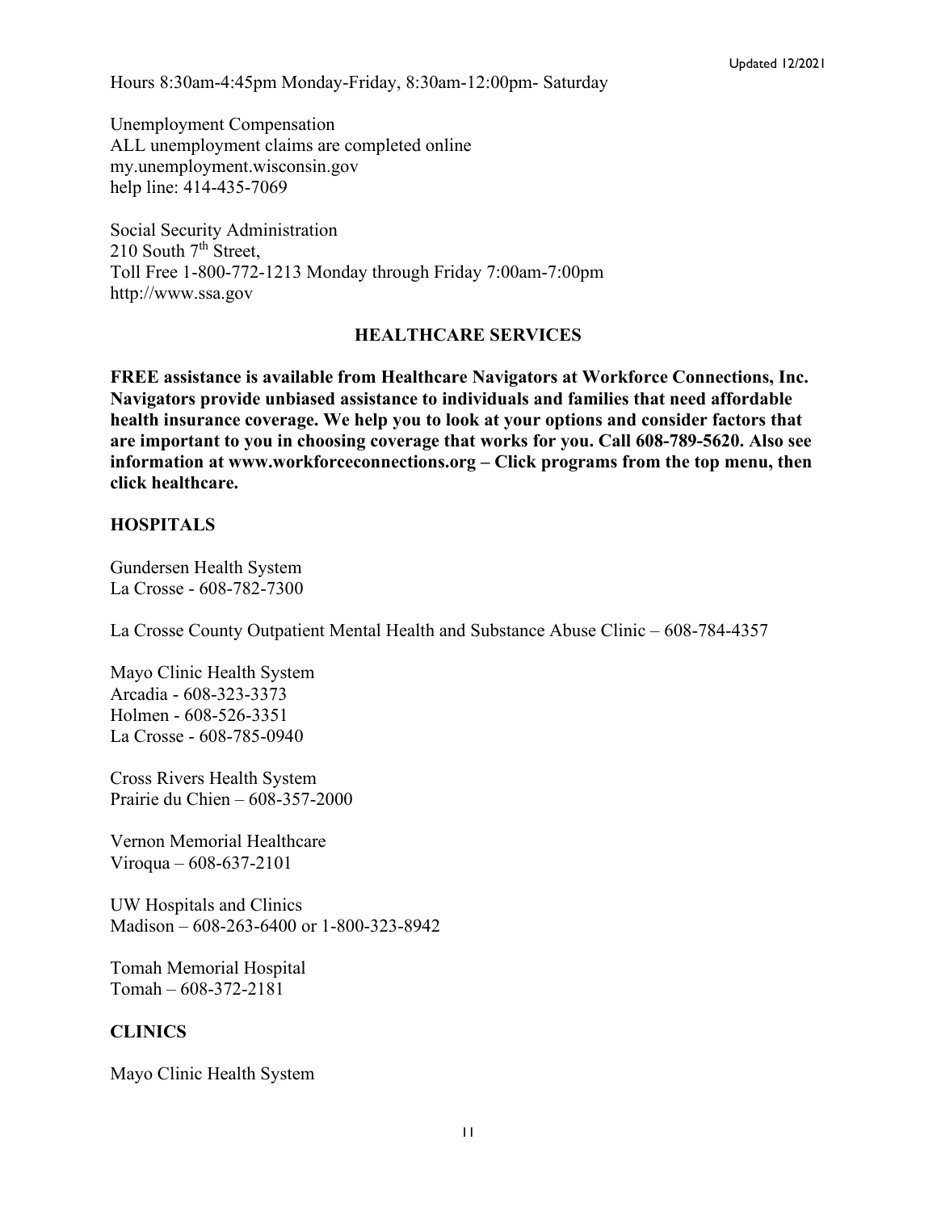Hours 8:30am-4:45pm Monday-Friday, 8:30am-12:00pm- Saturday

Unemployment Compensation
ALL unemployment claims are completed online
my.unemployment.wisconsin.gov
help line: 414-435-7069

Social Security Administration
210 South 7th Street,
Toll Free 1-800-772-1213 Monday through Friday 7:00am-7:00pm
http://www.ssa.gov

## HEALTHCARE SERVICES

**FREE assistance is available from Healthcare Navigators at Workforce Connections, Inc. Navigators provide unbiased assistance to individuals and families that need affordable health insurance coverage. We help you to look at your options and consider factors that are important to you in choosing coverage that works for you. Call 608-789-5620. Also see information at www.workforceconnections.org – Click programs from the top menu, then click healthcare.**

### HOSPITALS

Gundersen Health System
La Crosse - 608-782-7300

La Crosse County Outpatient Mental Health and Substance Abuse Clinic – 608-784-4357

Mayo Clinic Health System
Arcadia - 608-323-3373
Holmen - 608-526-3351
La Crosse - 608-785-0940

Cross Rivers Health System
Prairie du Chien – 608-357-2000

Vernon Memorial Healthcare
Viroqua – 608-637-2101

UW Hospitals and Clinics
Madison – 608-263-6400 or 1-800-323-8942

Tomah Memorial Hospital
Tomah – 608-372-2181

### CLINICS

Mayo Clinic Health System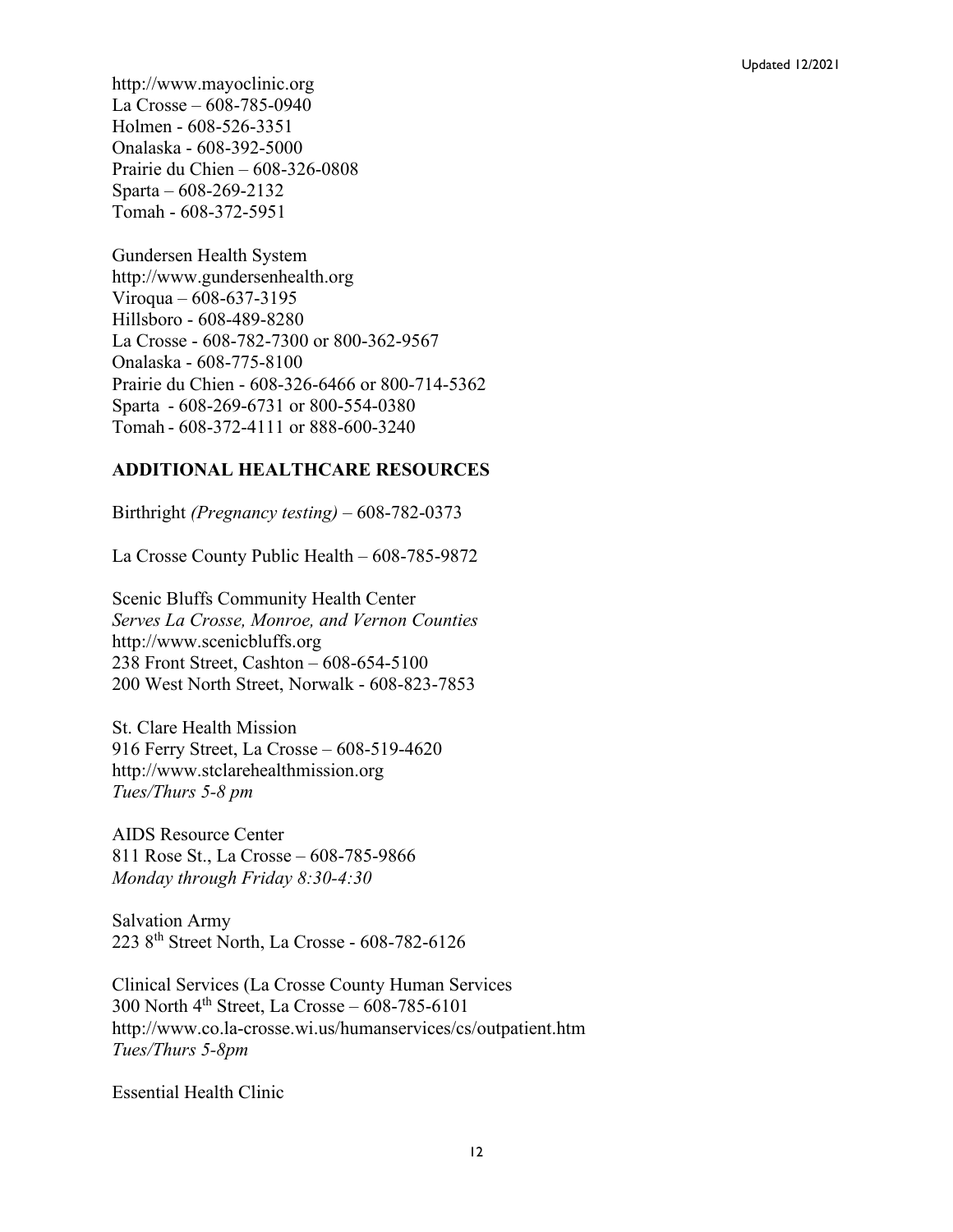http://www.mayoclinic.org
La Crosse – 608-785-0940
Holmen - 608-526-3351
Onalaska - 608-392-5000
Prairie du Chien – 608-326-0808
Sparta – 608-269-2132
Tomah - 608-372-5951

Gundersen Health System
http://www.gundersenhealth.org
Viroqua – 608-637-3195
Hillsboro - 608-489-8280
La Crosse - 608-782-7300 or 800-362-9567
Onalaska - 608-775-8100
Prairie du Chien - 608-326-6466 or 800-714-5362
Sparta - 608-269-6731 or 800-554-0380
Tomah - 608-372-4111 or 888-600-3240

**ADDITIONAL HEALTHCARE RESOURCES**

Birthright *(Pregnancy testing)* – 608-782-0373

La Crosse County Public Health – 608-785-9872

Scenic Bluffs Community Health Center
*Serves La Crosse, Monroe, and Vernon Counties*
http://www.scenicbluffs.org
238 Front Street, Cashton – 608-654-5100
200 West North Street, Norwalk - 608-823-7853

St. Clare Health Mission
916 Ferry Street, La Crosse – 608-519-4620
http://www.stclarehealthmission.org
*Tues/Thurs 5-8 pm*

AIDS Resource Center
811 Rose St., La Crosse – 608-785-9866
*Monday through Friday 8:30-4:30*

Salvation Army
223 8th Street North, La Crosse - 608-782-6126

Clinical Services (La Crosse County Human Services
300 North 4th Street, La Crosse – 608-785-6101
http://www.co.la-crosse.wi.us/humanservices/cs/outpatient.htm
*Tues/Thurs 5-8pm*

Essential Health Clinic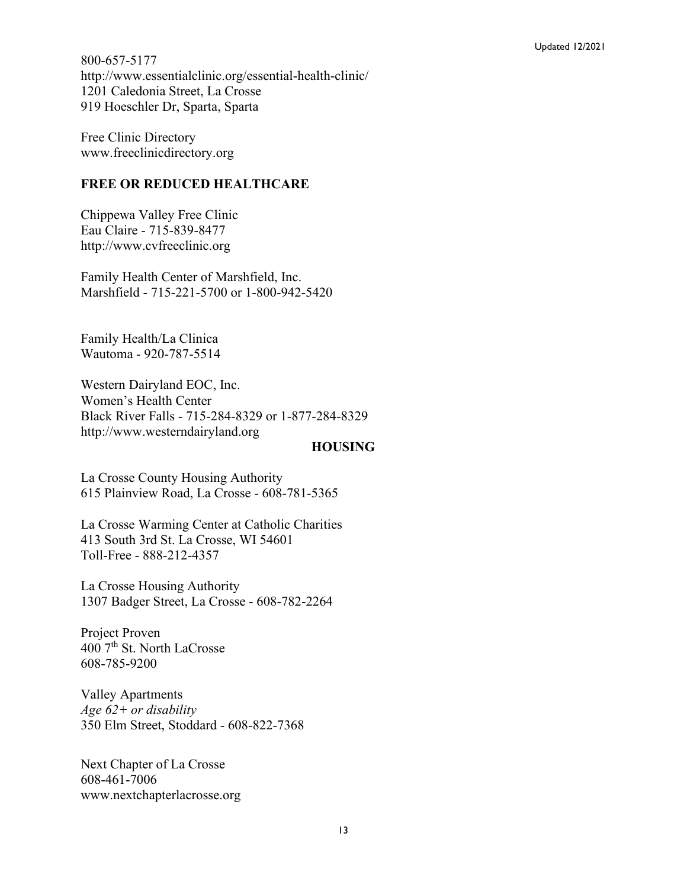800-657-5177
http://www.essentialclinic.org/essential-health-clinic/
1201 Caledonia Street, La Crosse
919 Hoeschler Dr, Sparta, Sparta

Free Clinic Directory
www.freeclinicdirectory.org

## FREE OR REDUCED HEALTHCARE

Chippewa Valley Free Clinic
Eau Claire - 715-839-8477
http://www.cvfreeclinic.org

Family Health Center of Marshfield, Inc.
Marshfield - 715-221-5700 or 1-800-942-5420

Family Health/La Clinica
Wautoma - 920-787-5514

Western Dairyland EOC, Inc.
Women's Health Center
Black River Falls - 715-284-8329 or 1-877-284-8329
http://www.westerndairyland.org

## HOUSING

La Crosse County Housing Authority
615 Plainview Road, La Crosse - 608-781-5365

La Crosse Warming Center at Catholic Charities
413 South 3rd St. La Crosse, WI 54601
Toll-Free - 888-212-4357

La Crosse Housing Authority
1307 Badger Street, La Crosse - 608-782-2264

Project Proven
400 7th St. North LaCrosse
608-785-9200

Valley Apartments
*Age 62+ or disability*
350 Elm Street, Stoddard - 608-822-7368

Next Chapter of La Crosse
608-461-7006
www.nextchapterlacrosse.org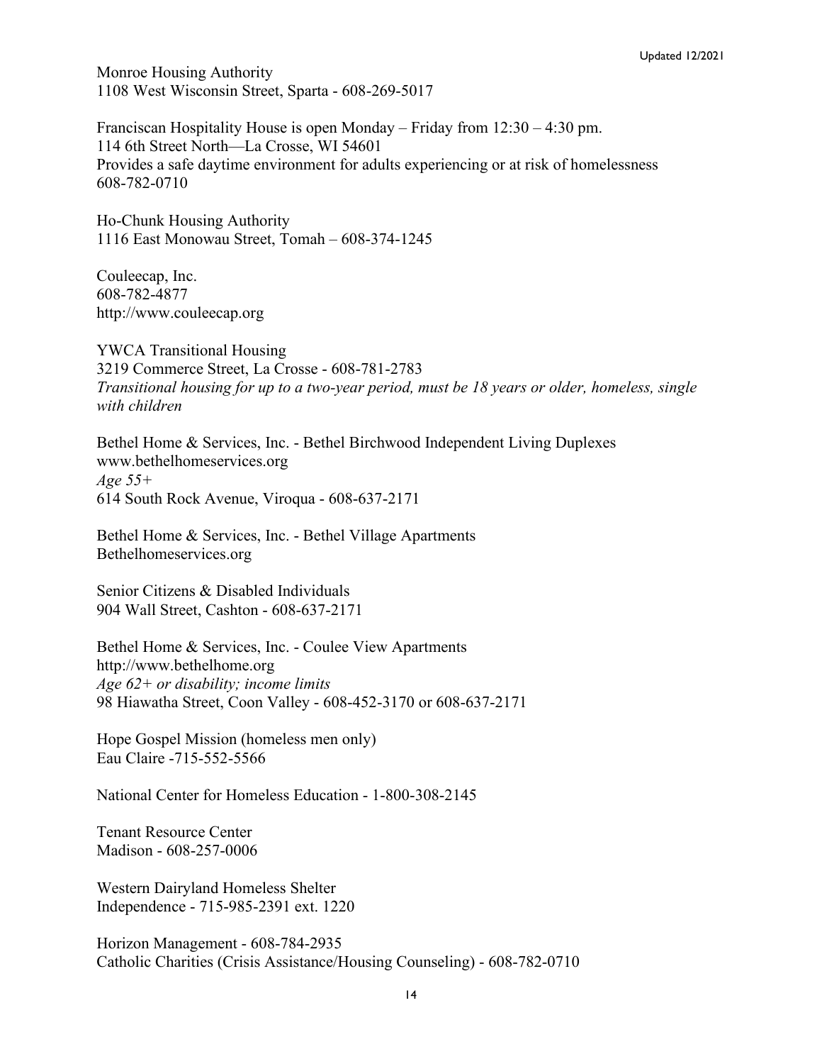Monroe Housing Authority
1108 West Wisconsin Street, Sparta - 608-269-5017

Franciscan Hospitality House is open Monday – Friday from 12:30 – 4:30 pm.
114 6th Street North—La Crosse, WI 54601
Provides a safe daytime environment for adults experiencing or at risk of homelessness
608-782-0710

Ho-Chunk Housing Authority
1116 East Monowau Street, Tomah – 608-374-1245

Couleecap, Inc.
608-782-4877
http://www.couleecap.org

YWCA Transitional Housing
3219 Commerce Street, La Crosse - 608-781-2783
*Transitional housing for up to a two-year period, must be 18 years or older, homeless, single with children*

Bethel Home & Services, Inc. - Bethel Birchwood Independent Living Duplexes
www.bethelhomeservices.org
*Age 55+*
614 South Rock Avenue, Viroqua - 608-637-2171

Bethel Home & Services, Inc. - Bethel Village Apartments
Bethelhomeservices.org

Senior Citizens & Disabled Individuals
904 Wall Street, Cashton - 608-637-2171

Bethel Home & Services, Inc. - Coulee View Apartments
http://www.bethelhome.org
*Age 62+ or disability; income limits*
98 Hiawatha Street, Coon Valley - 608-452-3170 or 608-637-2171

Hope Gospel Mission (homeless men only)
Eau Claire -715-552-5566

National Center for Homeless Education - 1-800-308-2145

Tenant Resource Center
Madison - 608-257-0006

Western Dairyland Homeless Shelter
Independence - 715-985-2391 ext. 1220

Horizon Management - 608-784-2935
Catholic Charities (Crisis Assistance/Housing Counseling) - 608-782-0710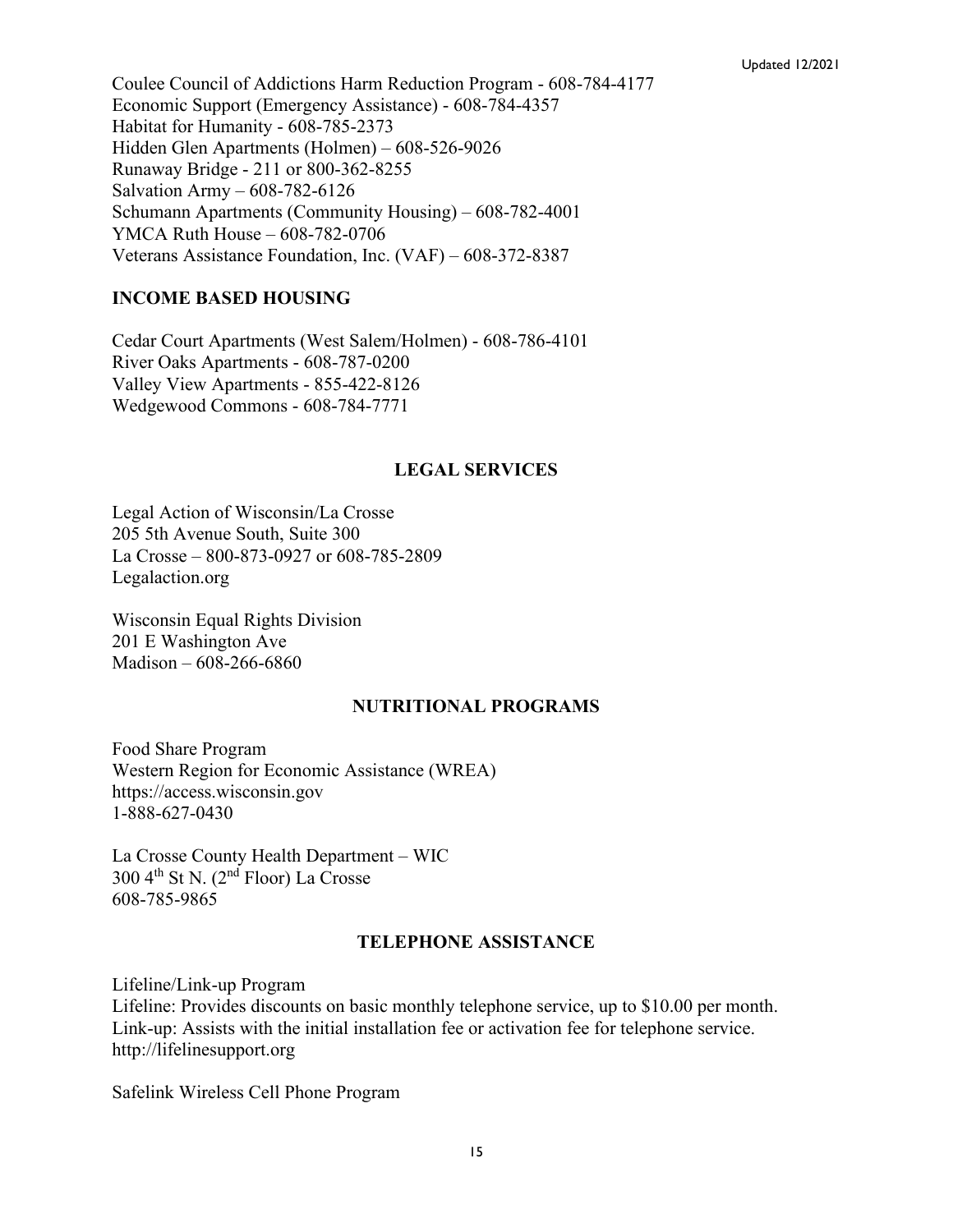Coulee Council of Addictions Harm Reduction Program - 608-784-4177
Economic Support (Emergency Assistance) - 608-784-4357
Habitat for Humanity - 608-785-2373
Hidden Glen Apartments (Holmen) – 608-526-9026
Runaway Bridge - 211 or 800-362-8255
Salvation Army – 608-782-6126
Schumann Apartments (Community Housing) – 608-782-4001
YMCA Ruth House – 608-782-0706
Veterans Assistance Foundation, Inc. (VAF) – 608-372-8387

### INCOME BASED HOUSING

Cedar Court Apartments (West Salem/Holmen) - 608-786-4101
River Oaks Apartments - 608-787-0200
Valley View Apartments - 855-422-8126
Wedgewood Commons - 608-784-7771

## LEGAL SERVICES

Legal Action of Wisconsin/La Crosse
205 5th Avenue South, Suite 300
La Crosse – 800-873-0927 or 608-785-2809
Legalaction.org

Wisconsin Equal Rights Division
201 E Washington Ave
Madison – 608-266-6860

## NUTRITIONAL PROGRAMS

Food Share Program
Western Region for Economic Assistance (WREA)
https://access.wisconsin.gov
1-888-627-0430

La Crosse County Health Department – WIC
300 4th St N. (2nd Floor) La Crosse
608-785-9865

## TELEPHONE ASSISTANCE

Lifeline/Link-up Program
Lifeline: Provides discounts on basic monthly telephone service, up to $10.00 per month.
Link-up: Assists with the initial installation fee or activation fee for telephone service.
http://lifelinesupport.org

Safelink Wireless Cell Phone Program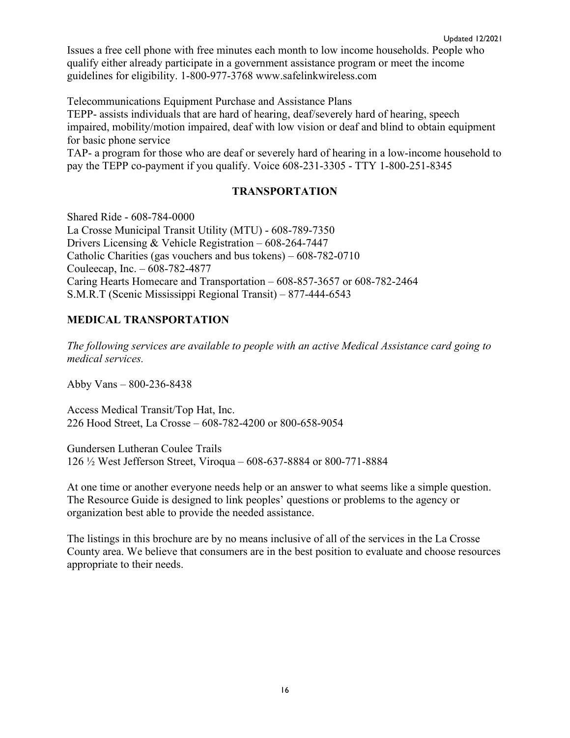Issues a free cell phone with free minutes each month to low income households. People who qualify either already participate in a government assistance program or meet the income guidelines for eligibility. 1-800-977-3768 www.safelinkwireless.com

Telecommunications Equipment Purchase and Assistance Plans
TEPP- assists individuals that are hard of hearing, deaf/severely hard of hearing, speech impaired, mobility/motion impaired, deaf with low vision or deaf and blind to obtain equipment for basic phone service
TAP- a program for those who are deaf or severely hard of hearing in a low-income household to pay the TEPP co-payment if you qualify. Voice 608-231-3305 - TTY 1-800-251-8345

## TRANSPORTATION

Shared Ride - 608-784-0000
La Crosse Municipal Transit Utility (MTU) - 608-789-7350
Drivers Licensing & Vehicle Registration – 608-264-7447
Catholic Charities (gas vouchers and bus tokens) – 608-782-0710
Couleecap, Inc. – 608-782-4877
Caring Hearts Homecare and Transportation – 608-857-3657 or 608-782-2464
S.M.R.T (Scenic Mississippi Regional Transit) – 877-444-6543

## MEDICAL TRANSPORTATION

*The following services are available to people with an active Medical Assistance card going to medical services.*

Abby Vans – 800-236-8438

Access Medical Transit/Top Hat, Inc.
226 Hood Street, La Crosse – 608-782-4200 or 800-658-9054

Gundersen Lutheran Coulee Trails
126 ½ West Jefferson Street, Viroqua – 608-637-8884 or 800-771-8884

At one time or another everyone needs help or an answer to what seems like a simple question. The Resource Guide is designed to link peoples' questions or problems to the agency or organization best able to provide the needed assistance.

The listings in this brochure are by no means inclusive of all of the services in the La Crosse County area. We believe that consumers are in the best position to evaluate and choose resources appropriate to their needs.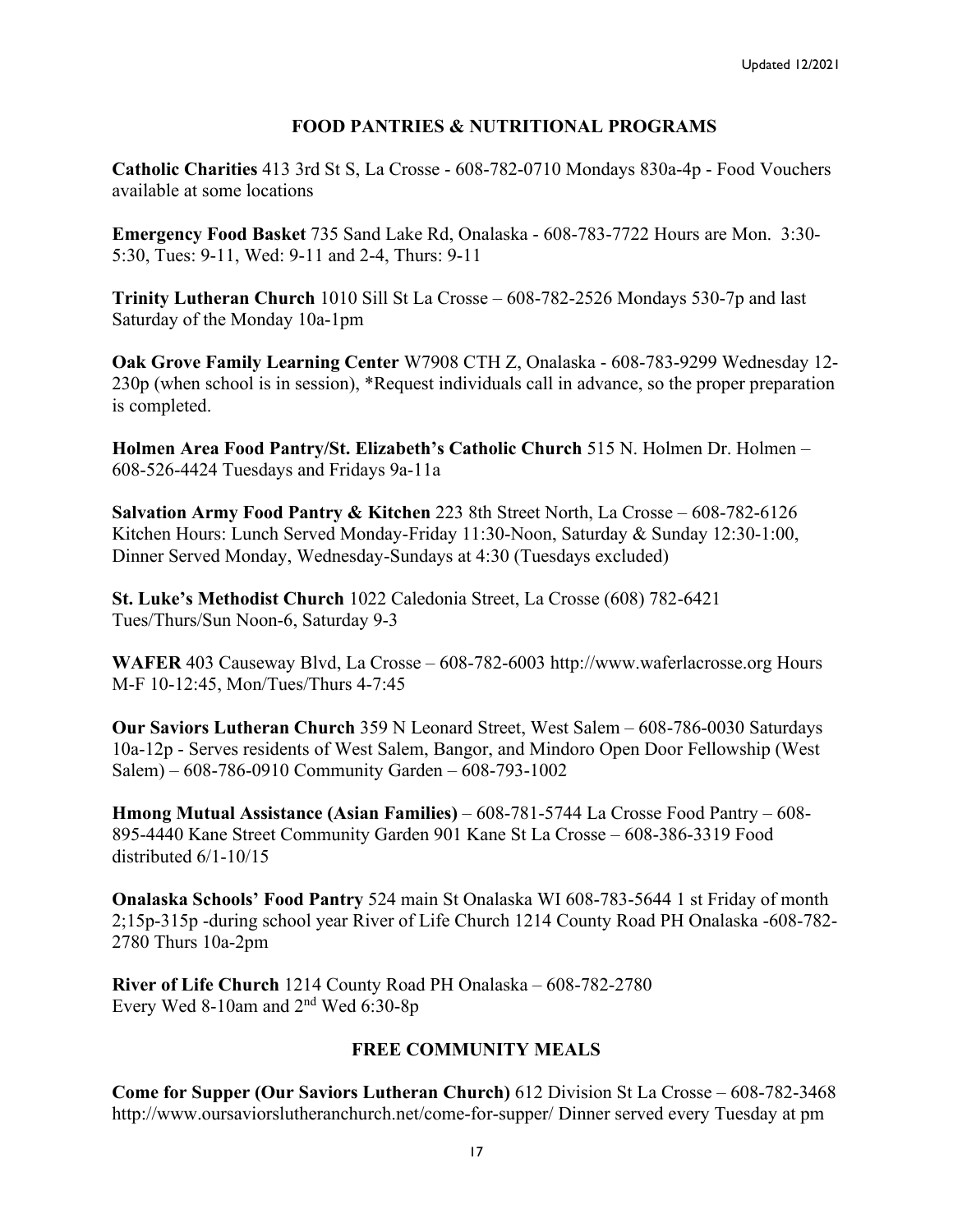## FOOD PANTRIES & NUTRITIONAL PROGRAMS

**Catholic Charities** 413 3rd St S, La Crosse - 608-782-0710 Mondays 830a-4p - Food Vouchers available at some locations

**Emergency Food Basket** 735 Sand Lake Rd, Onalaska - 608-783-7722 Hours are Mon. 3:30-5:30, Tues: 9-11, Wed: 9-11 and 2-4, Thurs: 9-11

**Trinity Lutheran Church** 1010 Sill St La Crosse – 608-782-2526 Mondays 530-7p and last Saturday of the Monday 10a-1pm

**Oak Grove Family Learning Center** W7908 CTH Z, Onalaska - 608-783-9299 Wednesday 12-230p (when school is in session), *Request individuals call in advance, so the proper preparation is completed.

**Holmen Area Food Pantry/St. Elizabeth's Catholic Church** 515 N. Holmen Dr. Holmen – 608-526-4424 Tuesdays and Fridays 9a-11a

**Salvation Army Food Pantry & Kitchen** 223 8th Street North, La Crosse – 608-782-6126 Kitchen Hours: Lunch Served Monday-Friday 11:30-Noon, Saturday & Sunday 12:30-1:00, Dinner Served Monday, Wednesday-Sundays at 4:30 (Tuesdays excluded)

**St. Luke's Methodist Church** 1022 Caledonia Street, La Crosse (608) 782-6421 Tues/Thurs/Sun Noon-6, Saturday 9-3

**WAFER** 403 Causeway Blvd, La Crosse – 608-782-6003 http://www.waferlacrosse.org Hours M-F 10-12:45, Mon/Tues/Thurs 4-7:45

**Our Saviors Lutheran Church** 359 N Leonard Street, West Salem – 608-786-0030 Saturdays 10a-12p - Serves residents of West Salem, Bangor, and Mindoro Open Door Fellowship (West Salem) – 608-786-0910 Community Garden – 608-793-1002

**Hmong Mutual Assistance (Asian Families)** – 608-781-5744 La Crosse Food Pantry – 608-895-4440 Kane Street Community Garden 901 Kane St La Crosse – 608-386-3319 Food distributed 6/1-10/15

**Onalaska Schools' Food Pantry** 524 main St Onalaska WI 608-783-5644 1 st Friday of month 2;15p-315p -during school year River of Life Church 1214 County Road PH Onalaska -608-782-2780 Thurs 10a-2pm

**River of Life Church** 1214 County Road PH Onalaska – 608-782-2780
Every Wed 8-10am and 2nd Wed 6:30-8p

## FREE COMMUNITY MEALS

**Come for Supper (Our Saviors Lutheran Church)** 612 Division St La Crosse – 608-782-3468 http://www.oursaviorslutheranchurch.net/come-for-supper/ Dinner served every Tuesday at pm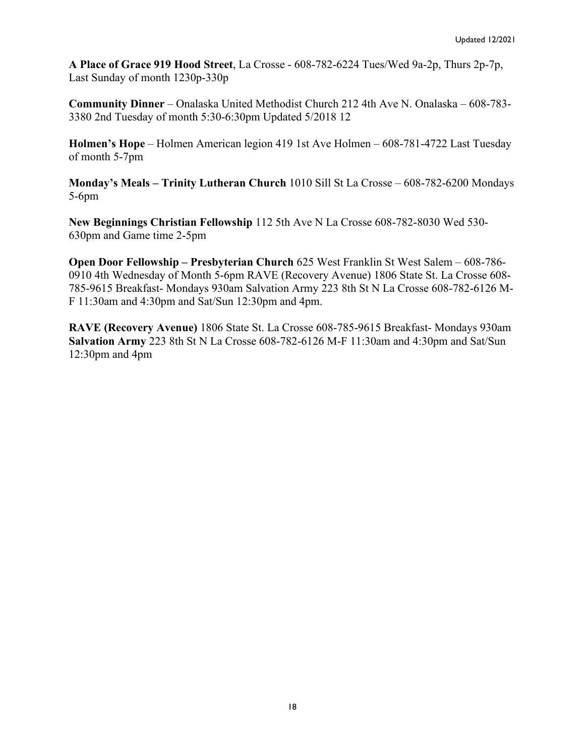**A Place of Grace 919 Hood Street**, La Crosse - 608-782-6224 Tues/Wed 9a-2p, Thurs 2p-7p, Last Sunday of month 1230p-330p

**Community Dinner** – Onalaska United Methodist Church 212 4th Ave N. Onalaska – 608-783-3380 2nd Tuesday of month 5:30-6:30pm Updated 5/2018 12

**Holmen's Hope** – Holmen American legion 419 1st Ave Holmen – 608-781-4722 Last Tuesday of month 5-7pm

**Monday's Meals – Trinity Lutheran Church** 1010 Sill St La Crosse – 608-782-6200 Mondays 5-6pm

**New Beginnings Christian Fellowship** 112 5th Ave N La Crosse 608-782-8030 Wed 530-630pm and Game time 2-5pm

**Open Door Fellowship – Presbyterian Church** 625 West Franklin St West Salem – 608-786-0910 4th Wednesday of Month 5-6pm RAVE (Recovery Avenue) 1806 State St. La Crosse 608-785-9615 Breakfast- Mondays 930am Salvation Army 223 8th St N La Crosse 608-782-6126 M-F 11:30am and 4:30pm and Sat/Sun 12:30pm and 4pm.

**RAVE (Recovery Avenue)** 1806 State St. La Crosse 608-785-9615 Breakfast- Mondays 930am
**Salvation Army** 223 8th St N La Crosse 608-782-6126 M-F 11:30am and 4:30pm and Sat/Sun 12:30pm and 4pm